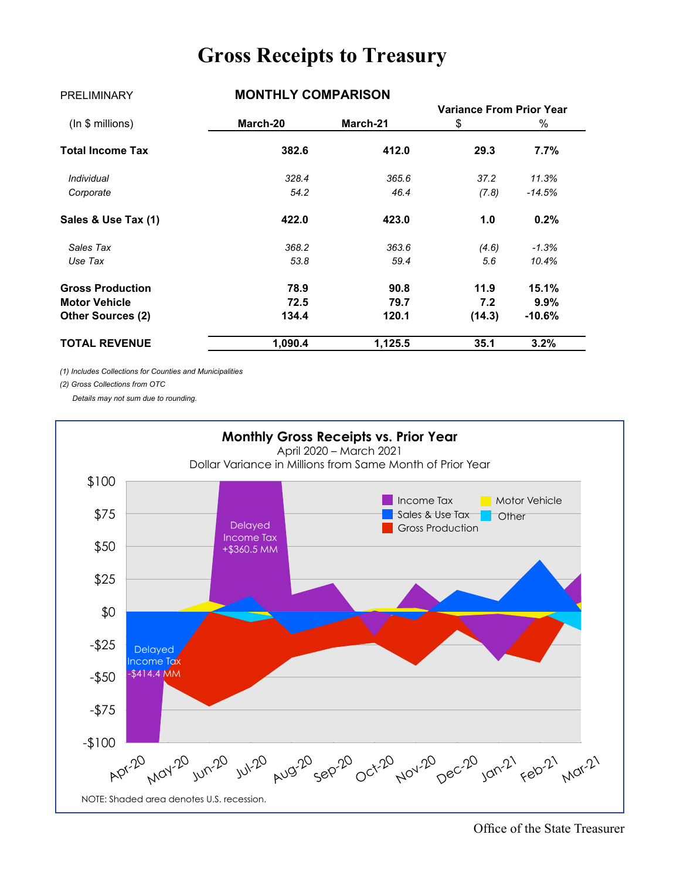# Gross Receipts to Treasury

PRELIMINARY

## MONTHLY COMPARISON

| (In $ millions) | March-20 | March-21 | Variance From Prior Year $ | % |
|---|---|---|---|---|
| **Total Income Tax** | **382.6** | **412.0** | **29.3** | **7.7%** |
| *Individual* | *328.4* | *365.6* | *37.2* | *11.3%* |
| *Corporate* | *54.2* | *46.4* | *(7.8)* | *-14.5%* |
| **Sales & Use Tax (1)** | **422.0** | **423.0** | **1.0** | **0.2%** |
| *Sales Tax* | *368.2* | *363.6* | *(4.6)* | *-1.3%* |
| *Use Tax* | *53.8* | *59.4* | *5.6* | *10.4%* |
| **Gross Production** | **78.9** | **90.8** | **11.9** | **15.1%** |
| **Motor Vehicle** | **72.5** | **79.7** | **7.2** | **9.9%** |
| **Other Sources (2)** | **134.4** | **120.1** | **(14.3)** | **-10.6%** |
| **TOTAL REVENUE** | **1,090.4** | **1,125.5** | **35.1** | **3.2%** |

*(1) Includes Collections for Counties and Municipalities*

*(2) Gross Collections from OTC*

*Details may not sum due to rounding.*

**Monthly Gross Receipts vs. Prior Year**

April 2020 – March 2021

Dollar Variance in Millions from Same Month of Prior Year

Legend: Income Tax, Sales & Use Tax, Gross Production, Motor Vehicle, Other

Delayed Income Tax +$360.5 MM

Delayed Income Tax -$414.4 MM

NOTE: Shaded area denotes U.S. recession.

Office of the State Treasurer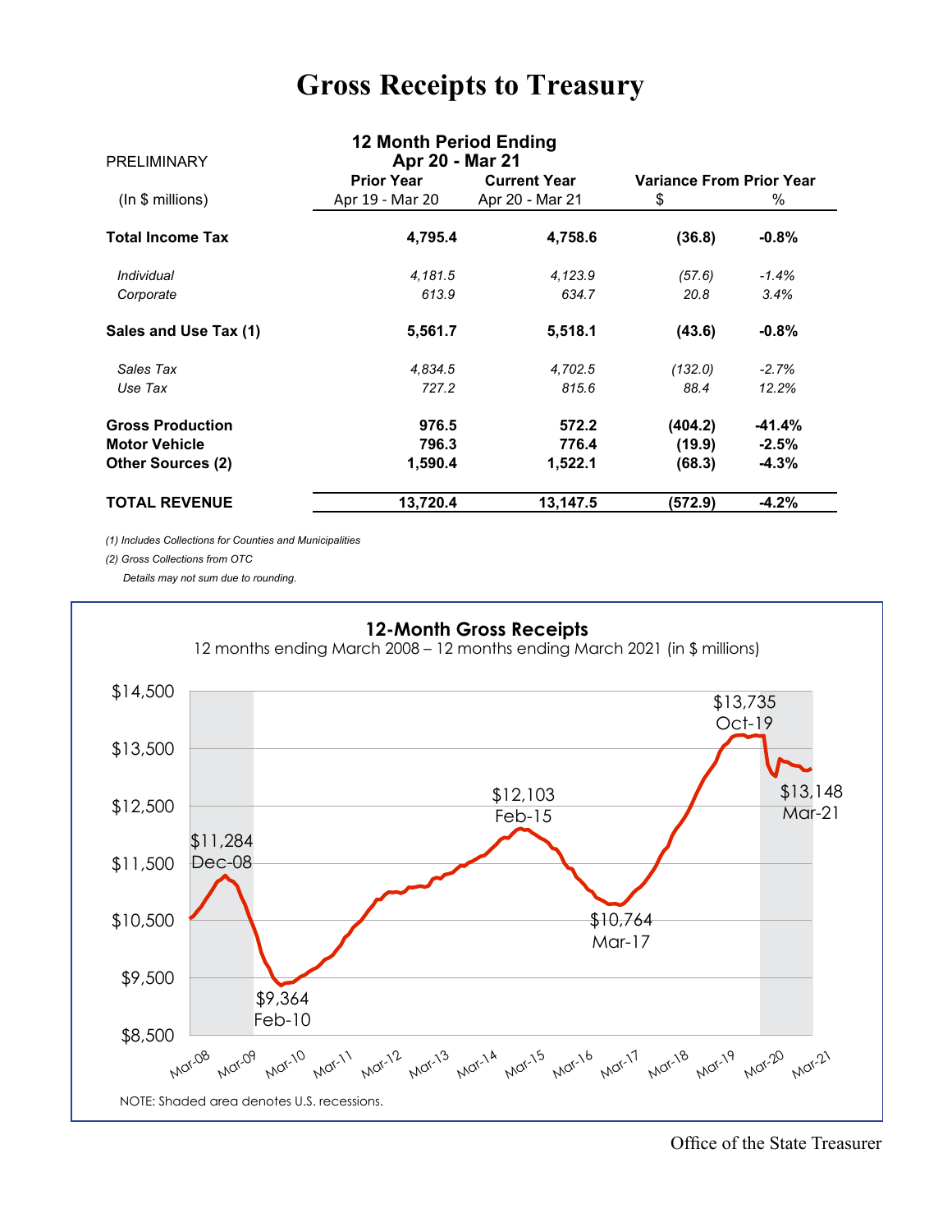# Gross Receipts to Treasury

| PRELIMINARY | 12 Month Period Ending Apr 20 - Mar 21 | | | |
|---|---|---|---|---|
| (In $ millions) | Prior Year Apr 19 - Mar 20 | Current Year Apr 20 - Mar 21 | Variance From Prior Year $ | % |
| **Total Income Tax** | **4,795.4** | **4,758.6** | **(36.8)** | **-0.8%** |
| *Individual* | *4,181.5* | *4,123.9* | *(57.6)* | *-1.4%* |
| *Corporate* | *613.9* | *634.7* | *20.8* | *3.4%* |
| **Sales and Use Tax (1)** | **5,561.7** | **5,518.1** | **(43.6)** | **-0.8%** |
| *Sales Tax* | *4,834.5* | *4,702.5* | *(132.0)* | *-2.7%* |
| *Use Tax* | *727.2* | *815.6* | *88.4* | *12.2%* |
| **Gross Production** | **976.5** | **572.2** | **(404.2)** | **-41.4%** |
| **Motor Vehicle** | **796.3** | **776.4** | **(19.9)** | **-2.5%** |
| **Other Sources (2)** | **1,590.4** | **1,522.1** | **(68.3)** | **-4.3%** |
| **TOTAL REVENUE** | **13,720.4** | **13,147.5** | **(572.9)** | **-4.2%** |

*(1) Includes Collections for Counties and Municipalities*

*(2) Gross Collections from OTC*

*Details may not sum due to rounding.*

**12-Month Gross Receipts**

12 months ending March 2008 – 12 months ending March 2021 (in $ millions)

$11,284 Dec-08; $9,364 Feb-10; $12,103 Feb-15; $10,764 Mar-17; $13,735 Oct-19; $13,148 Mar-21

NOTE: Shaded area denotes U.S. recessions.

Office of the State Treasurer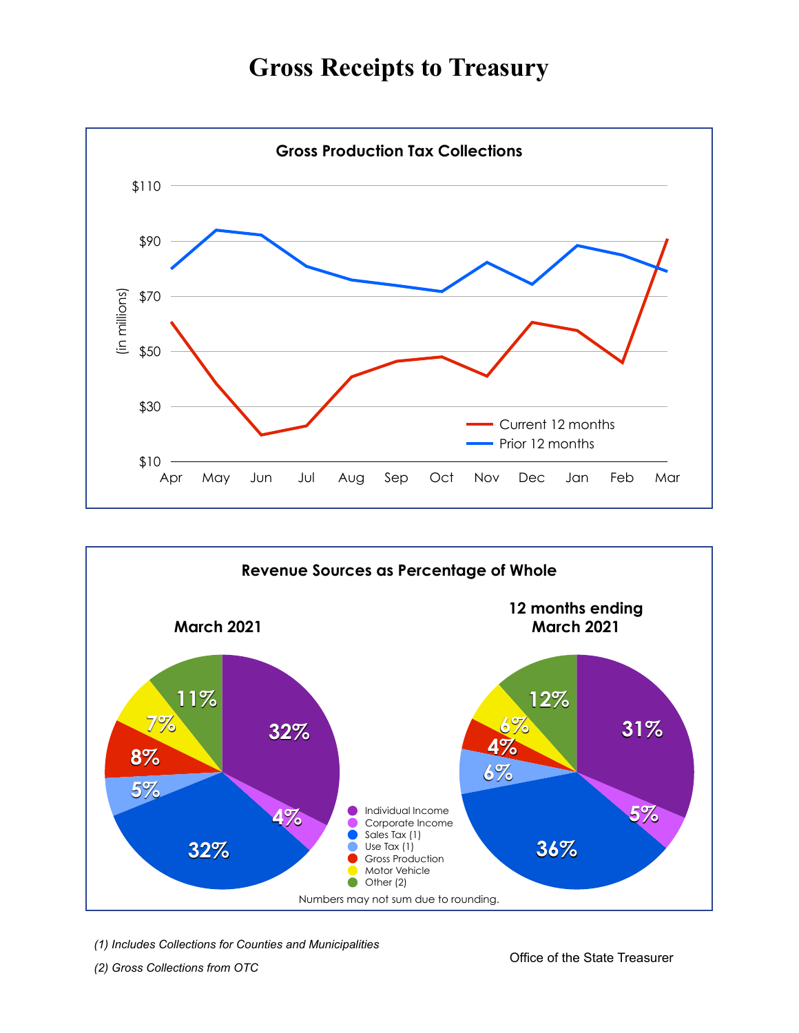# Gross Receipts to Treasury

**Gross Production Tax Collections**

$110
$90
$70
$50
$30
$10

(in millions)

Apr May Jun Jul Aug Sep Oct Nov Dec Jan Feb Mar

Current 12 months
Prior 12 months

**Revenue Sources as Percentage of Whole**

**March 2021**

32% 4% 32% 5% 8% 7% 11%

**12 months ending March 2021**

31% 5% 36% 6% 4% 6% 12%

- Individual Income
- Corporate Income
- Sales Tax (1)
- Use Tax (1)
- Gross Production
- Motor Vehicle
- Other (2)

Numbers may not sum due to rounding.

*(1) Includes Collections for Counties and Municipalities*

*(2) Gross Collections from OTC*

Office of the State Treasurer